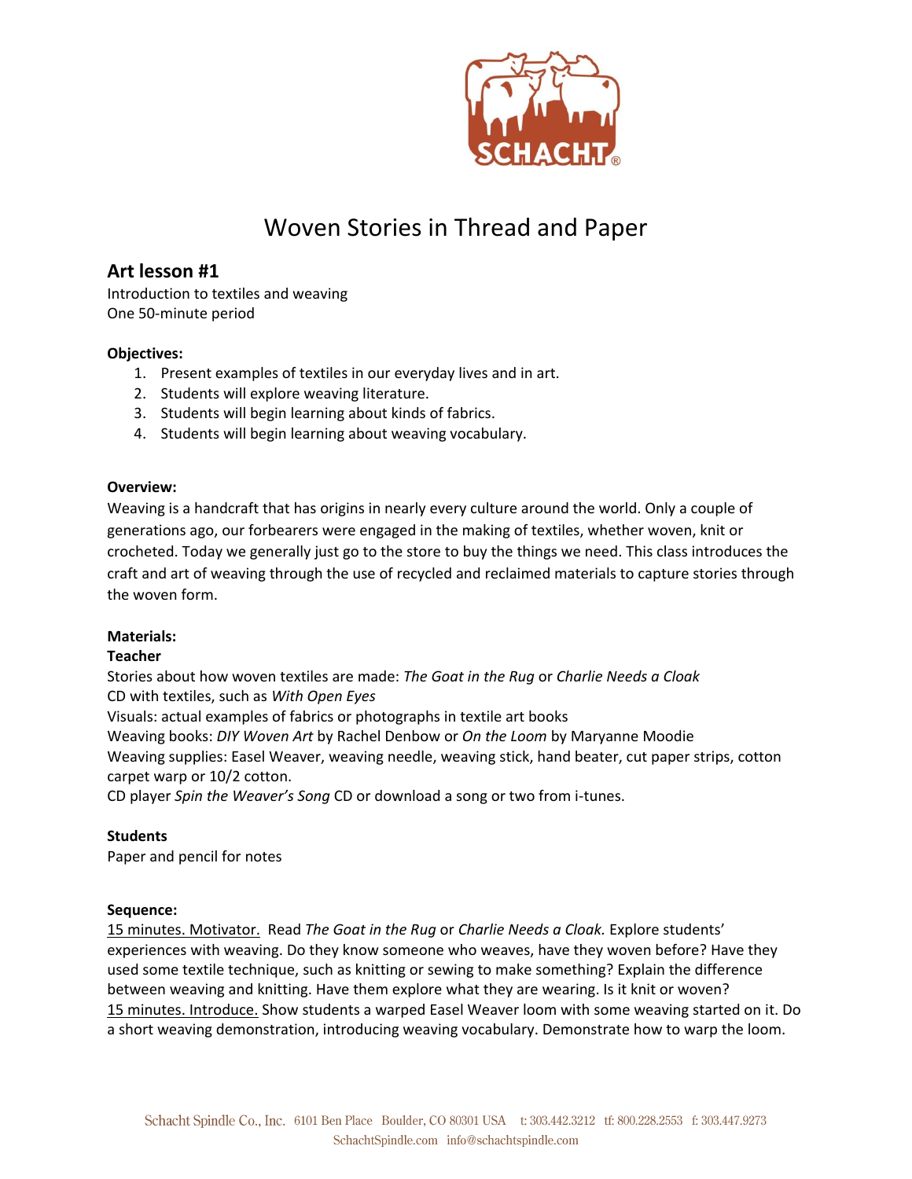# Woven Stories in Thread and Paper

## Art lesson #1

Introduction to textiles and weaving
One 50-minute period

**Objectives:**

1. Present examples of textiles in our everyday lives and in art.
2. Students will explore weaving literature.
3. Students will begin learning about kinds of fabrics.
4. Students will begin learning about weaving vocabulary.

**Overview:**

Weaving is a handcraft that has origins in nearly every culture around the world. Only a couple of generations ago, our forbearers were engaged in the making of textiles, whether woven, knit or crocheted. Today we generally just go to the store to buy the things we need. This class introduces the craft and art of weaving through the use of recycled and reclaimed materials to capture stories through the woven form.

**Materials:**

**Teacher**

Stories about how woven textiles are made: *The Goat in the Rug* or *Charlie Needs a Cloak*
CD with textiles, such as *With Open Eyes*
Visuals: actual examples of fabrics or photographs in textile art books
Weaving books: *DIY Woven Art* by Rachel Denbow or *On the Loom* by Maryanne Moodie
Weaving supplies: Easel Weaver, weaving needle, weaving stick, hand beater, cut paper strips, cotton carpet warp or 10/2 cotton.
CD player *Spin the Weaver's Song* CD or download a song or two from i-tunes.

**Students**

Paper and pencil for notes

**Sequence:**

<u>15 minutes. Motivator.</u> Read *The Goat in the Rug* or *Charlie Needs a Cloak.* Explore students' experiences with weaving. Do they know someone who weaves, have they woven before? Have they used some textile technique, such as knitting or sewing to make something? Explain the difference between weaving and knitting. Have them explore what they are wearing. Is it knit or woven?
<u>15 minutes. Introduce.</u> Show students a warped Easel Weaver loom with some weaving started on it. Do a short weaving demonstration, introducing weaving vocabulary. Demonstrate how to warp the loom.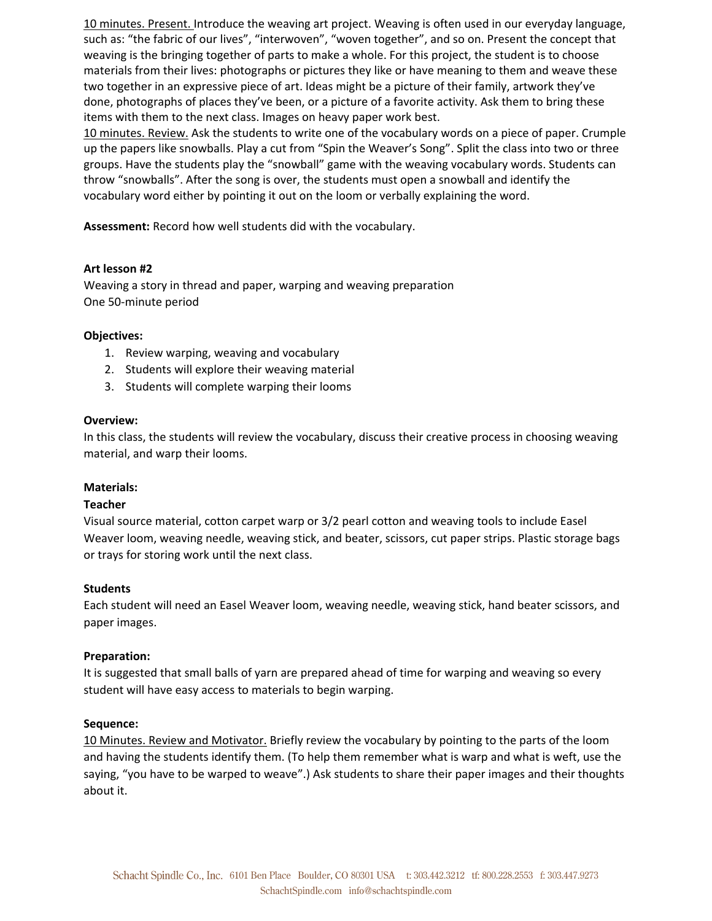<u>10 minutes. Present.</u> Introduce the weaving art project. Weaving is often used in our everyday language, such as: “the fabric of our lives”, “interwoven”, “woven together”, and so on. Present the concept that weaving is the bringing together of parts to make a whole. For this project, the student is to choose materials from their lives: photographs or pictures they like or have meaning to them and weave these two together in an expressive piece of art. Ideas might be a picture of their family, artwork they’ve done, photographs of places they’ve been, or a picture of a favorite activity. Ask them to bring these items with them to the next class. Images on heavy paper work best.

<u>10 minutes. Review.</u> Ask the students to write one of the vocabulary words on a piece of paper. Crumple up the papers like snowballs. Play a cut from “Spin the Weaver’s Song”. Split the class into two or three groups. Have the students play the “snowball” game with the weaving vocabulary words. Students can throw “snowballs”. After the song is over, the students must open a snowball and identify the vocabulary word either by pointing it out on the loom or verbally explaining the word.

**Assessment:** Record how well students did with the vocabulary.

**Art lesson #2**

Weaving a story in thread and paper, warping and weaving preparation

One 50-minute period

**Objectives:**

1. Review warping, weaving and vocabulary
2. Students will explore their weaving material
3. Students will complete warping their looms

**Overview:**

In this class, the students will review the vocabulary, discuss their creative process in choosing weaving material, and warp their looms.

**Materials:**

**Teacher**

Visual source material, cotton carpet warp or 3/2 pearl cotton and weaving tools to include Easel Weaver loom, weaving needle, weaving stick, and beater, scissors, cut paper strips. Plastic storage bags or trays for storing work until the next class.

**Students**

Each student will need an Easel Weaver loom, weaving needle, weaving stick, hand beater scissors, and paper images.

**Preparation:**

It is suggested that small balls of yarn are prepared ahead of time for warping and weaving so every student will have easy access to materials to begin warping.

**Sequence:**

<u>10 Minutes. Review and Motivator.</u> Briefly review the vocabulary by pointing to the parts of the loom and having the students identify them. (To help them remember what is warp and what is weft, use the saying, “you have to be warped to weave”.) Ask students to share their paper images and their thoughts about it.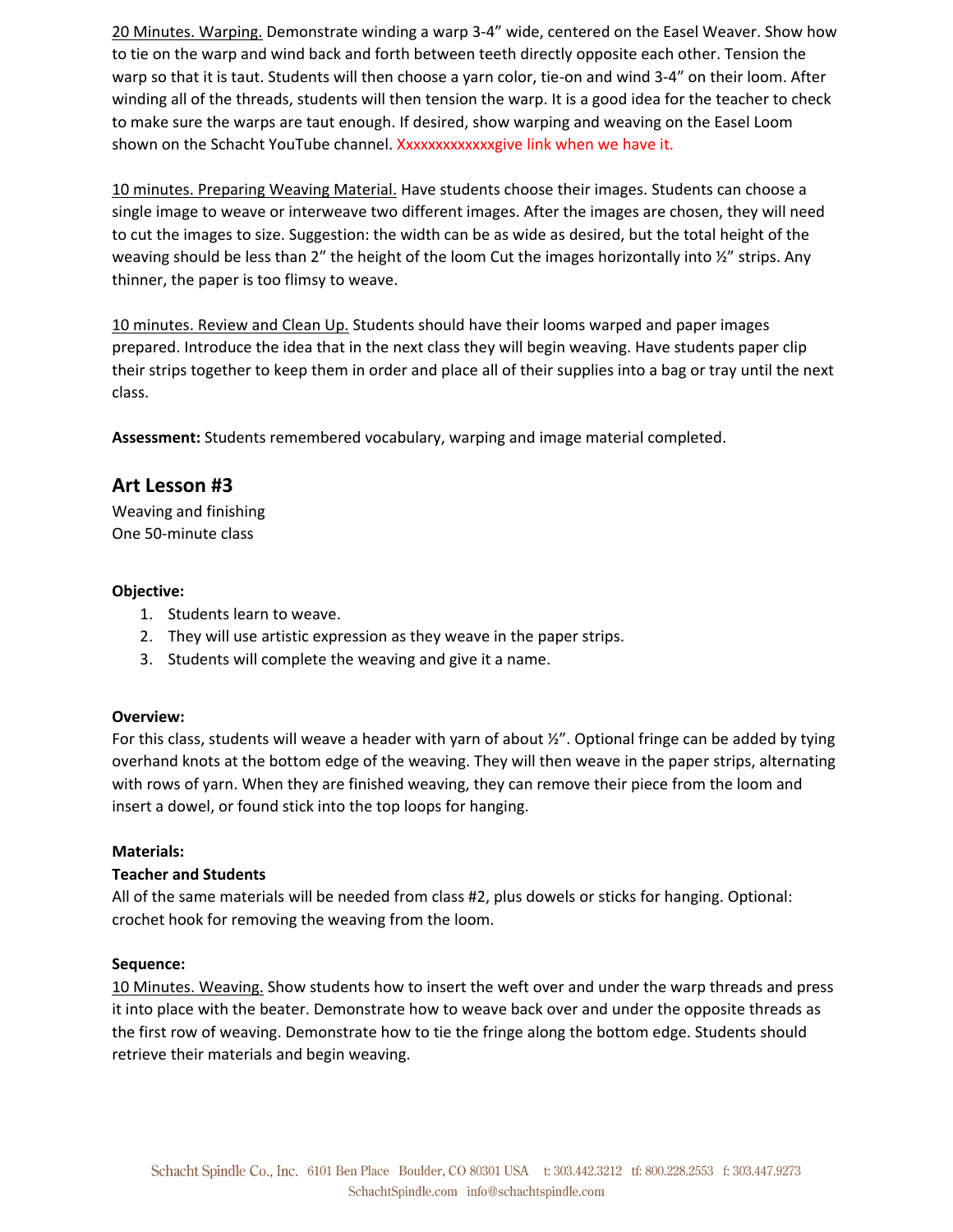<u>20 Minutes. Warping.</u> Demonstrate winding a warp 3-4" wide, centered on the Easel Weaver. Show how to tie on the warp and wind back and forth between teeth directly opposite each other. Tension the warp so that it is taut. Students will then choose a yarn color, tie-on and wind 3-4" on their loom. After winding all of the threads, students will then tension the warp. It is a good idea for the teacher to check to make sure the warps are taut enough. If desired, show warping and weaving on the Easel Loom shown on the Schacht YouTube channel. Xxxxxxxxxxxxxgive link when we have it.

<u>10 minutes. Preparing Weaving Material.</u> Have students choose their images. Students can choose a single image to weave or interweave two different images. After the images are chosen, they will need to cut the images to size. Suggestion: the width can be as wide as desired, but the total height of the weaving should be less than 2" the height of the loom Cut the images horizontally into ½" strips. Any thinner, the paper is too flimsy to weave.

<u>10 minutes. Review and Clean Up.</u> Students should have their looms warped and paper images prepared. Introduce the idea that in the next class they will begin weaving. Have students paper clip their strips together to keep them in order and place all of their supplies into a bag or tray until the next class.

**Assessment:** Students remembered vocabulary, warping and image material completed.

## Art Lesson #3

Weaving and finishing
One 50-minute class

**Objective:**

1. Students learn to weave.
2. They will use artistic expression as they weave in the paper strips.
3. Students will complete the weaving and give it a name.

**Overview:**
For this class, students will weave a header with yarn of about ½". Optional fringe can be added by tying overhand knots at the bottom edge of the weaving. They will then weave in the paper strips, alternating with rows of yarn. When they are finished weaving, they can remove their piece from the loom and insert a dowel, or found stick into the top loops for hanging.

**Materials:**

**Teacher and Students**
All of the same materials will be needed from class #2, plus dowels or sticks for hanging. Optional: crochet hook for removing the weaving from the loom.

**Sequence:**
<u>10 Minutes. Weaving.</u> Show students how to insert the weft over and under the warp threads and press it into place with the beater. Demonstrate how to weave back over and under the opposite threads as the first row of weaving. Demonstrate how to tie the fringe along the bottom edge. Students should retrieve their materials and begin weaving.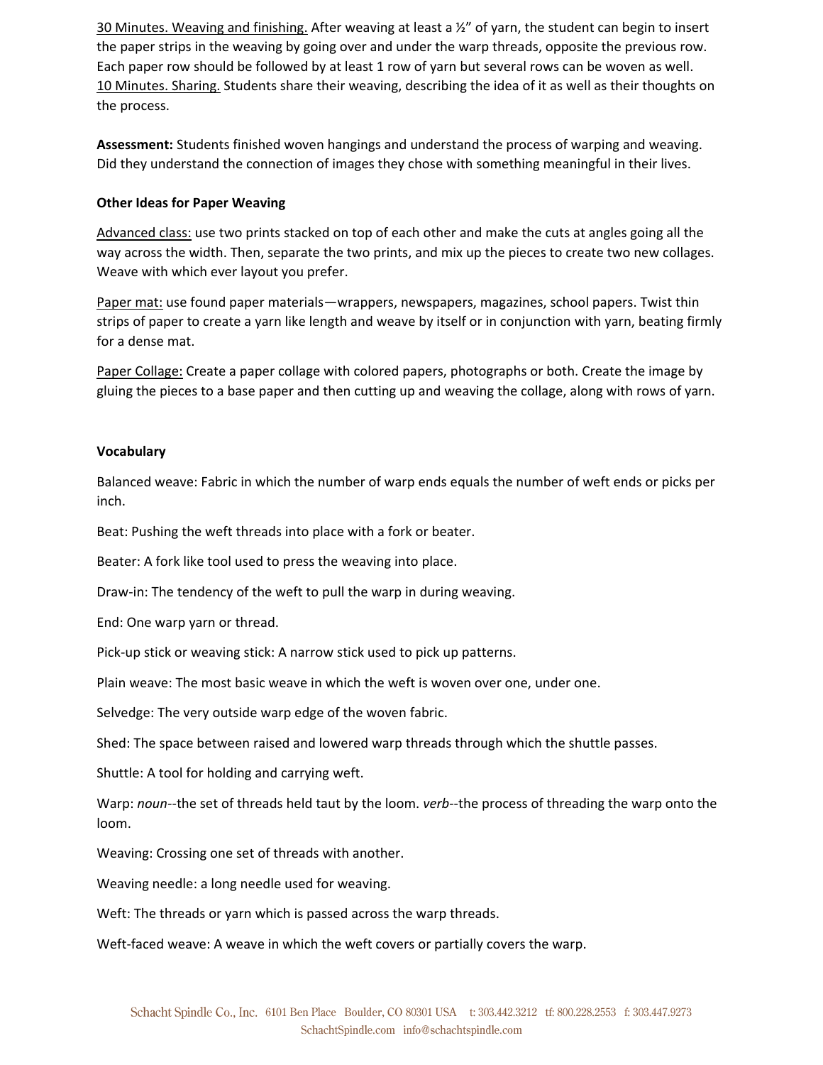<u>30 Minutes. Weaving and finishing.</u> After weaving at least a ½" of yarn, the student can begin to insert the paper strips in the weaving by going over and under the warp threads, opposite the previous row. Each paper row should be followed by at least 1 row of yarn but several rows can be woven as well.
<u>10 Minutes. Sharing.</u> Students share their weaving, describing the idea of it as well as their thoughts on the process.

**Assessment:** Students finished woven hangings and understand the process of warping and weaving. Did they understand the connection of images they chose with something meaningful in their lives.

**Other Ideas for Paper Weaving**

<u>Advanced class:</u> use two prints stacked on top of each other and make the cuts at angles going all the way across the width. Then, separate the two prints, and mix up the pieces to create two new collages. Weave with which ever layout you prefer.

<u>Paper mat:</u> use found paper materials—wrappers, newspapers, magazines, school papers. Twist thin strips of paper to create a yarn like length and weave by itself or in conjunction with yarn, beating firmly for a dense mat.

<u>Paper Collage:</u> Create a paper collage with colored papers, photographs or both. Create the image by gluing the pieces to a base paper and then cutting up and weaving the collage, along with rows of yarn.

**Vocabulary**

Balanced weave: Fabric in which the number of warp ends equals the number of weft ends or picks per inch.

Beat: Pushing the weft threads into place with a fork or beater.

Beater: A fork like tool used to press the weaving into place.

Draw-in: The tendency of the weft to pull the warp in during weaving.

End: One warp yarn or thread.

Pick-up stick or weaving stick: A narrow stick used to pick up patterns.

Plain weave: The most basic weave in which the weft is woven over one, under one.

Selvedge: The very outside warp edge of the woven fabric.

Shed: The space between raised and lowered warp threads through which the shuttle passes.

Shuttle: A tool for holding and carrying weft.

Warp: *noun*--the set of threads held taut by the loom. *verb*--the process of threading the warp onto the loom.

Weaving: Crossing one set of threads with another.

Weaving needle: a long needle used for weaving.

Weft: The threads or yarn which is passed across the warp threads.

Weft-faced weave: A weave in which the weft covers or partially covers the warp.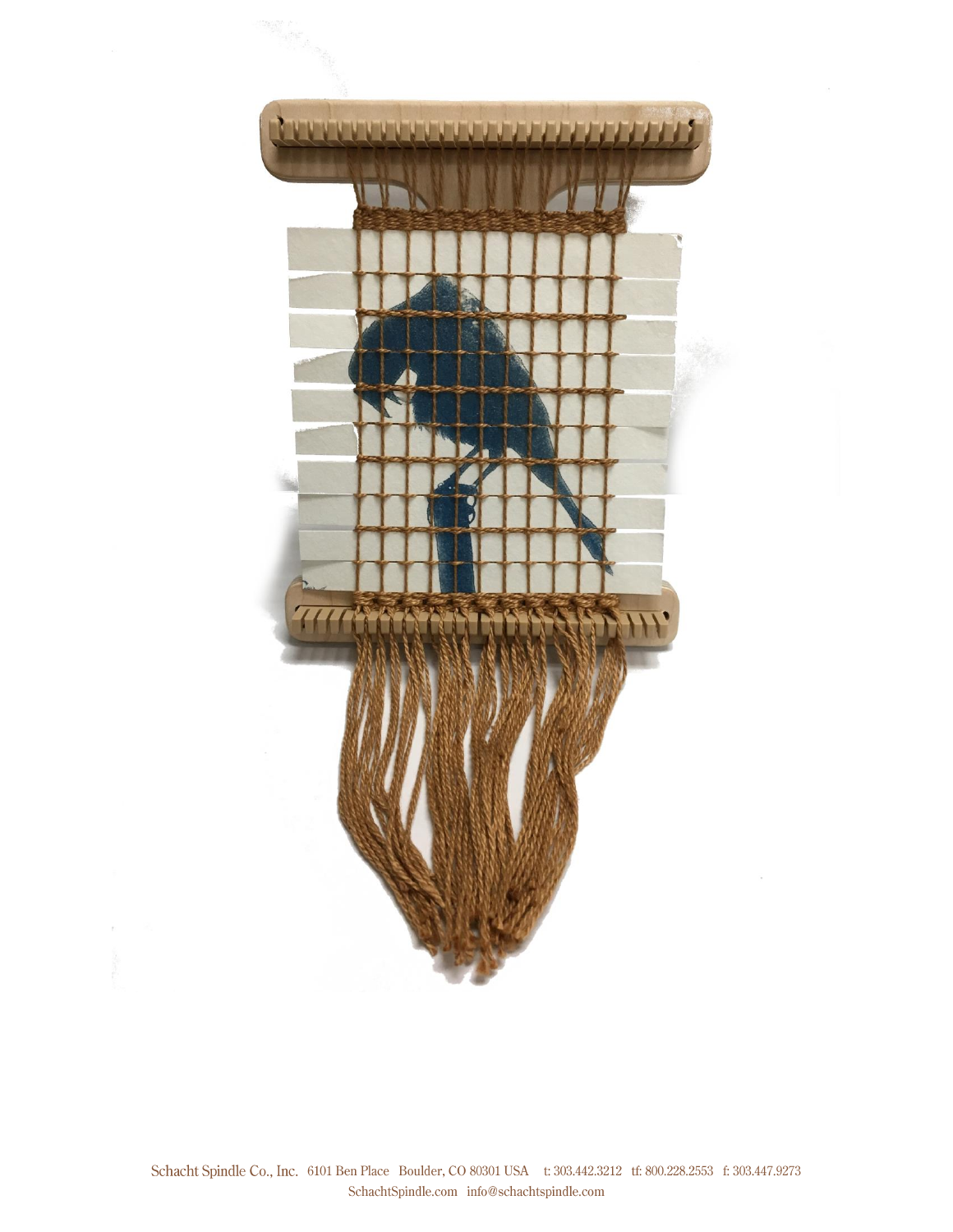Schacht Spindle Co., Inc. 6101 Ben Place Boulder, CO 80301 USA t: 303.442.3212 tf: 800.228.2553 f: 303.447.9273
SchachtSpindle.com info@schachtspindle.com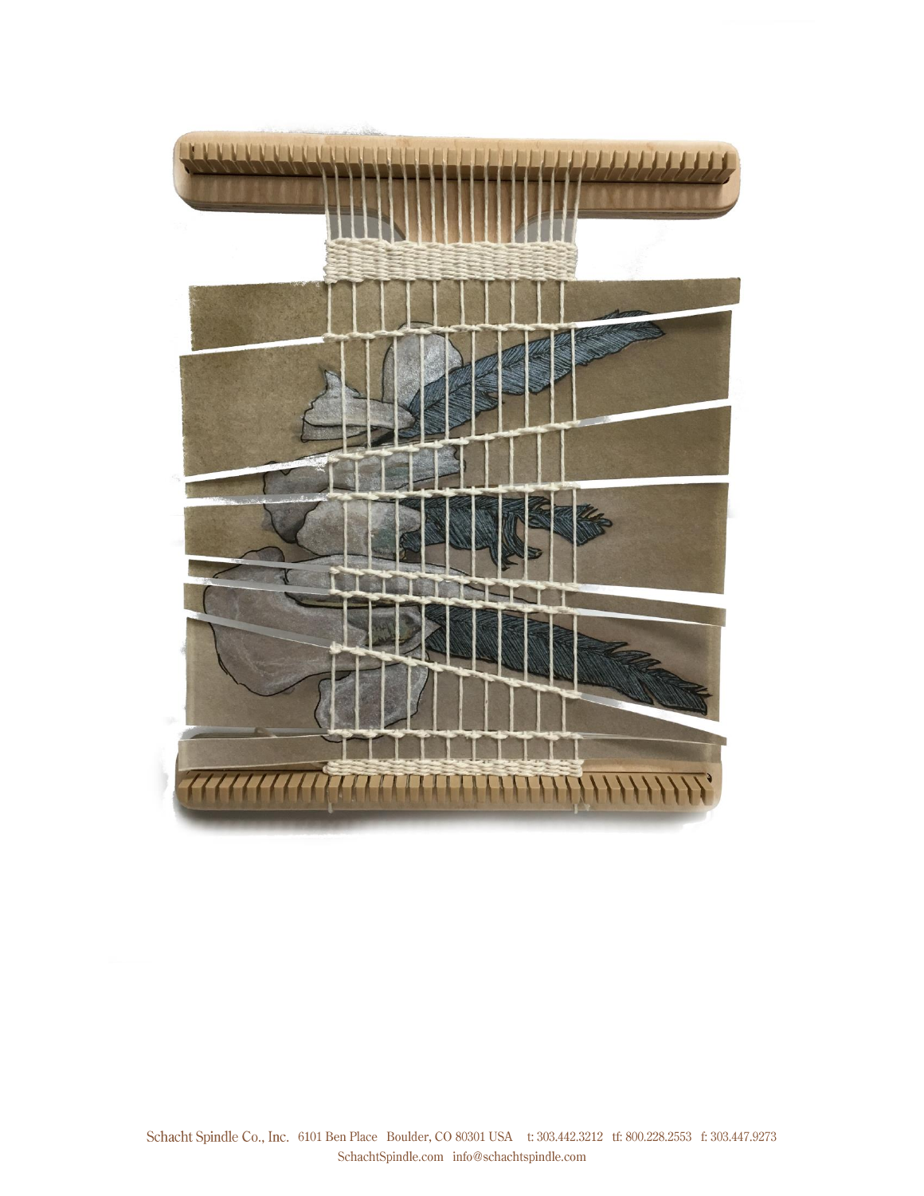Schacht Spindle Co., Inc. 6101 Ben Place Boulder, CO 80301 USA t: 303.442.3212 tf: 800.228.2553 f: 303.447.9273
SchachtSpindle.com info@schachtspindle.com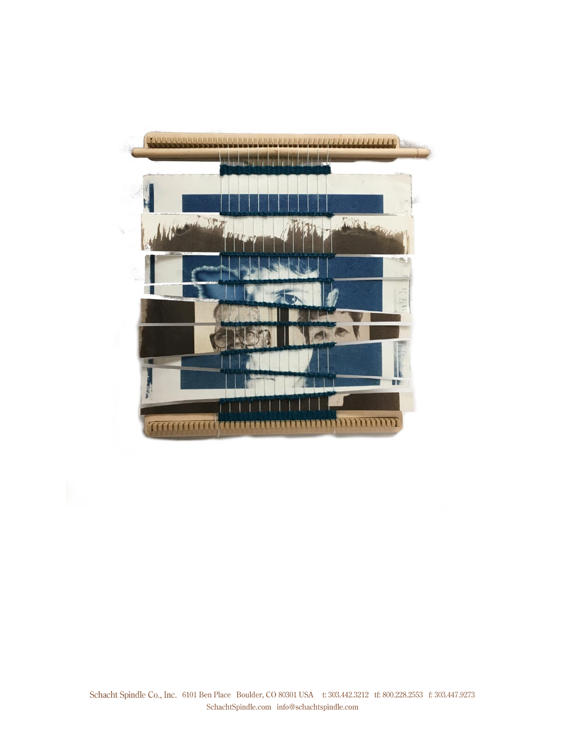Schacht Spindle Co., Inc. 6101 Ben Place Boulder, CO 80301 USA t: 303.442.3212 tf: 800.228.2553 f: 303.447.9273
SchachtSpindle.com info@schachtspindle.com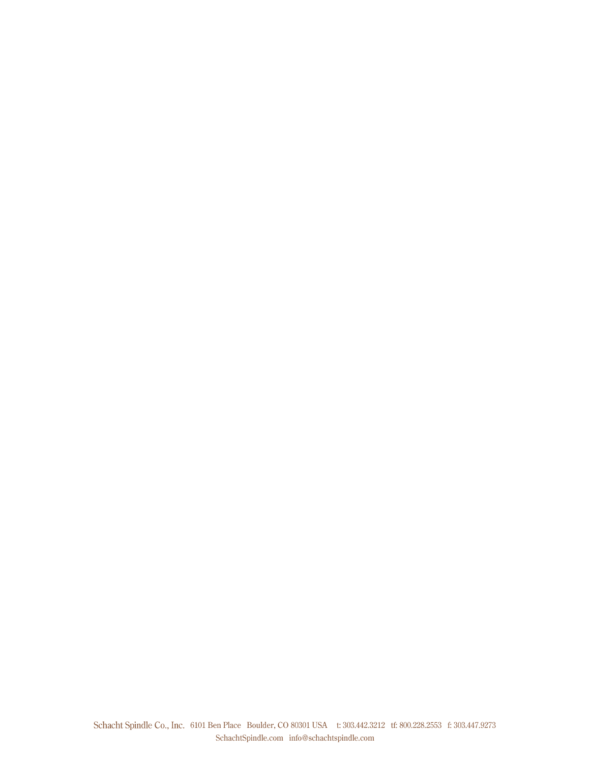Schacht Spindle Co., Inc. 6101 Ben Place Boulder, CO 80301 USA t: 303.442.3212 tf: 800.228.2553 f: 303.447.9273
SchachtSpindle.com info@schachtspindle.com